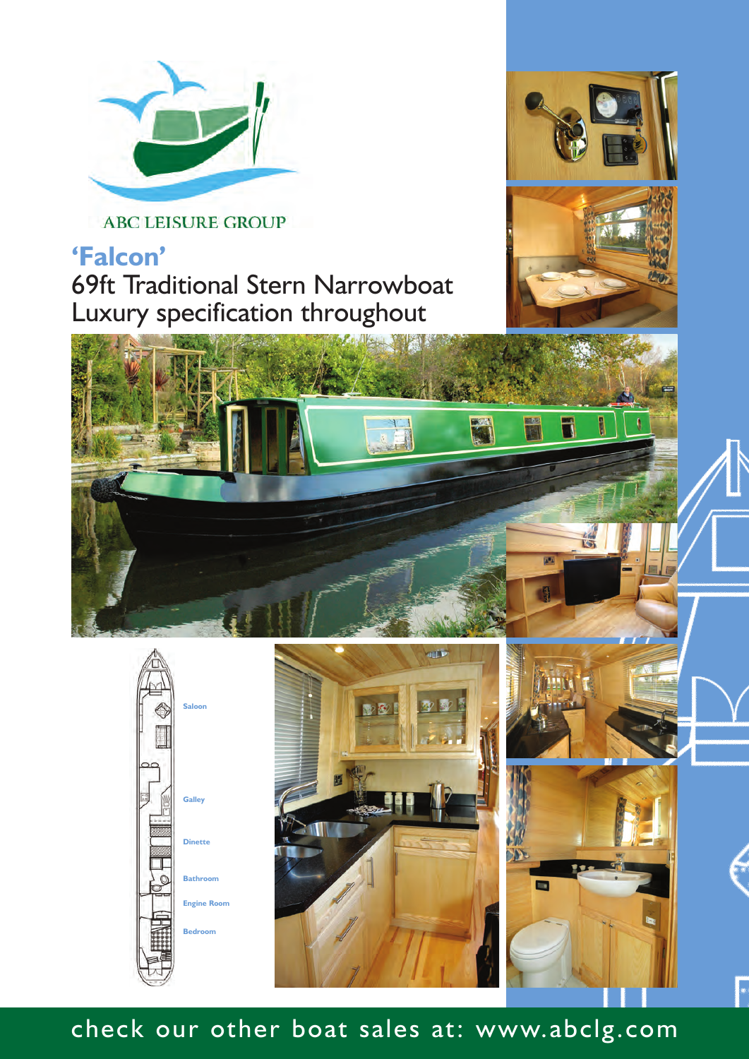ABC LEISURE GROUP

# 'Falcon'

## 69ft Traditional Stern Narrowboat
## Luxury specification throughout

Saloon

Galley

Dinette

Bathroom

Engine Room

Bedroom

check our other boat sales at: www.abclg.com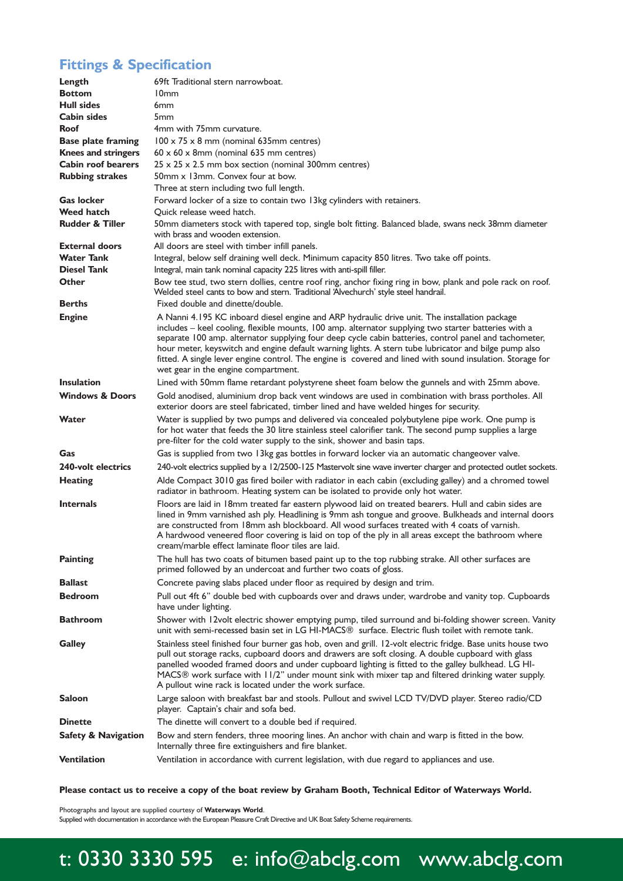## Fittings & Specification

| | |
|---|---|
| **Length** | 69ft Traditional stern narrowboat. |
| **Bottom** | 10mm |
| **Hull sides** | 6mm |
| **Cabin sides** | 5mm |
| **Roof** | 4mm with 75mm curvature. |
| **Base plate framing** | 100 x 75 x 8 mm (nominal 635mm centres) |
| **Knees and stringers** | 60 x 60 x 8mm (nominal 635 mm centres) |
| **Cabin roof bearers** | 25 x 25 x 2.5 mm box section (nominal 300mm centres) |
| **Rubbing strakes** | 50mm x 13mm. Convex four at bow. Three at stern including two full length. |
| **Gas locker** | Forward locker of a size to contain two 13kg cylinders with retainers. |
| **Weed hatch** | Quick release weed hatch. |
| **Rudder & Tiller** | 50mm diameters stock with tapered top, single bolt fitting. Balanced blade, swans neck 38mm diameter with brass and wooden extension. |
| **External doors** | All doors are steel with timber infill panels. |
| **Water Tank** | Integral, below self draining well deck. Minimum capacity 850 litres. Two take off points. |
| **Diesel Tank** | Integral, main tank nominal capacity 225 litres with anti-spill filler. |
| **Other** | Bow tee stud, two stern dollies, centre roof ring, anchor fixing ring in bow, plank and pole rack on roof. Welded steel cants to bow and stern. Traditional 'Alvechurch' style steel handrail. |
| **Berths** | Fixed double and dinette/double. |
| **Engine** | A Nanni 4.195 KC inboard diesel engine and ARP hydraulic drive unit. The installation package includes – keel cooling, flexible mounts, 100 amp. alternator supplying two starter batteries with a separate 100 amp. alternator supplying four deep cycle cabin batteries, control panel and tachometer, hour meter, keyswitch and engine default warning lights. A stern tube lubricator and bilge pump also fitted. A single lever engine control. The engine is covered and lined with sound insulation. Storage for wet gear in the engine compartment. |
| **Insulation** | Lined with 50mm flame retardant polystyrene sheet foam below the gunnels and with 25mm above. |
| **Windows & Doors** | Gold anodised, aluminium drop back vent windows are used in combination with brass portholes. All exterior doors are steel fabricated, timber lined and have welded hinges for security. |
| **Water** | Water is supplied by two pumps and delivered via concealed polybutylene pipe work. One pump is for hot water that feeds the 30 litre stainless steel calorifier tank. The second pump supplies a large pre-filter for the cold water supply to the sink, shower and basin taps. |
| **Gas** | Gas is supplied from two 13kg gas bottles in forward locker via an automatic changeover valve. |
| **240-volt electrics** | 240-volt electrics supplied by a 12/2500-125 Mastervolt sine wave inverter charger and protected outlet sockets. |
| **Heating** | Alde Compact 3010 gas fired boiler with radiator in each cabin (excluding galley) and a chromed towel radiator in bathroom. Heating system can be isolated to provide only hot water. |
| **Internals** | Floors are laid in 18mm treated far eastern plywood laid on treated bearers. Hull and cabin sides are lined in 9mm varnished ash ply. Headlining is 9mm ash tongue and groove. Bulkheads and internal doors are constructed from 18mm ash blockboard. All wood surfaces treated with 4 coats of varnish. A hardwood veneered floor covering is laid on top of the ply in all areas except the bathroom where cream/marble effect laminate floor tiles are laid. |
| **Painting** | The hull has two coats of bitumen based paint up to the top rubbing strake. All other surfaces are primed followed by an undercoat and further two coats of gloss. |
| **Ballast** | Concrete paving slabs placed under floor as required by design and trim. |
| **Bedroom** | Pull out 4ft 6" double bed with cupboards over and draws under, wardrobe and vanity top. Cupboards have under lighting. |
| **Bathroom** | Shower with 12volt electric shower emptying pump, tiled surround and bi-folding shower screen. Vanity unit with semi-recessed basin set in LG HI-MACS® surface. Electric flush toilet with remote tank. |
| **Galley** | Stainless steel finished four burner gas hob, oven and grill. 12-volt electric fridge. Base units house two pull out storage racks, cupboard doors and drawers are soft closing. A double cupboard with glass panelled wooded framed doors and under cupboard lighting is fitted to the galley bulkhead. LG HI-MACS® work surface with 11/2" under mount sink with mixer tap and filtered drinking water supply. A pullout wine rack is located under the work surface. |
| **Saloon** | Large saloon with breakfast bar and stools. Pullout and swivel LCD TV/DVD player. Stereo radio/CD player. Captain's chair and sofa bed. |
| **Dinette** | The dinette will convert to a double bed if required. |
| **Safety & Navigation** | Bow and stern fenders, three mooring lines. An anchor with chain and warp is fitted in the bow. Internally three fire extinguishers and fire blanket. |
| **Ventilation** | Ventilation in accordance with current legislation, with due regard to appliances and use. |

**Please contact us to receive a copy of the boat review by Graham Booth, Technical Editor of Waterways World.**

Photographs and layout are supplied courtesy of **Waterways World**.
Supplied with documentation in accordance with the European Pleasure Craft Directive and UK Boat Safety Scheme requirements.

t: 0330 3330 595 e: info@abclg.com www.abclg.com